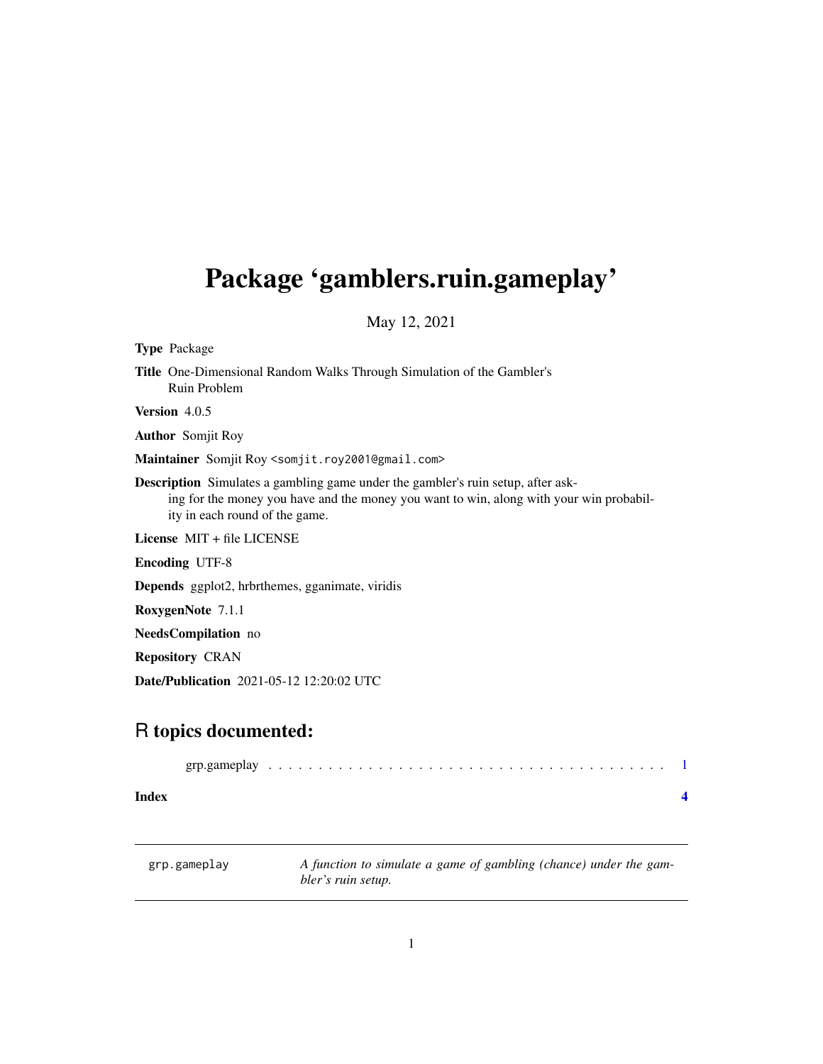# Package 'gamblers.ruin.gameplay'

May 12, 2021

**Type** Package

**Title** One-Dimensional Random Walks Through Simulation of the Gambler's Ruin Problem

**Version** 4.0.5

**Author** Somjit Roy

**Maintainer** Somjit Roy <somjit.roy2001@gmail.com>

**Description** Simulates a gambling game under the gambler's ruin setup, after asking for the money you have and the money you want to win, along with your win probability in each round of the game.

**License** MIT + file LICENSE

**Encoding** UTF-8

**Depends** ggplot2, hrbrthemes, gganimate, viridis

**RoxygenNote** 7.1.1

**NeedsCompilation** no

**Repository** CRAN

**Date/Publication** 2021-05-12 12:20:02 UTC

## R topics documented:

grp.gameplay . . . . . . . . . . . . . . . . . . . . . . . . . . . . . . . . . . . . . . . 1

**Index** **4**

---

grp.gameplay *A function to simulate a game of gambling (chance) under the gambler's ruin setup.*

---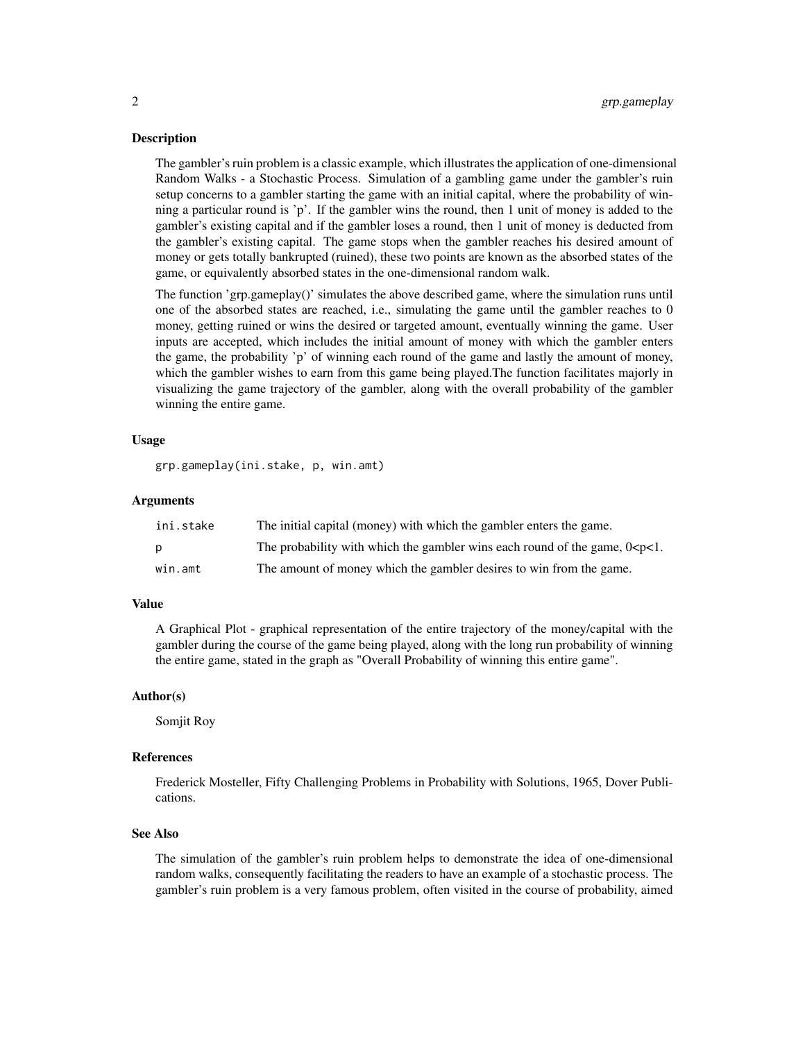## Description

The gambler's ruin problem is a classic example, which illustrates the application of one-dimensional Random Walks - a Stochastic Process. Simulation of a gambling game under the gambler's ruin setup concerns to a gambler starting the game with an initial capital, where the probability of winning a particular round is 'p'. If the gambler wins the round, then 1 unit of money is added to the gambler's existing capital and if the gambler loses a round, then 1 unit of money is deducted from the gambler's existing capital. The game stops when the gambler reaches his desired amount of money or gets totally bankrupted (ruined), these two points are known as the absorbed states of the game, or equivalently absorbed states in the one-dimensional random walk.

The function 'grp.gameplay()' simulates the above described game, where the simulation runs until one of the absorbed states are reached, i.e., simulating the game until the gambler reaches to 0 money, getting ruined or wins the desired or targeted amount, eventually winning the game. User inputs are accepted, which includes the initial amount of money with which the gambler enters the game, the probability 'p' of winning each round of the game and lastly the amount of money, which the gambler wishes to earn from this game being played.The function facilitates majorly in visualizing the game trajectory of the gambler, along with the overall probability of the gambler winning the entire game.

## Usage

```
grp.gameplay(ini.stake, p, win.amt)
```

## Arguments

| | |
|---|---|
| ini.stake | The initial capital (money) with which the gambler enters the game. |
| p | The probability with which the gambler wins each round of the game, $0<p<1$. |
| win.amt | The amount of money which the gambler desires to win from the game. |

## Value

A Graphical Plot - graphical representation of the entire trajectory of the money/capital with the gambler during the course of the game being played, along with the long run probability of winning the entire game, stated in the graph as "Overall Probability of winning this entire game".

## Author(s)

Somjit Roy

## References

Frederick Mosteller, Fifty Challenging Problems in Probability with Solutions, 1965, Dover Publications.

## See Also

The simulation of the gambler's ruin problem helps to demonstrate the idea of one-dimensional random walks, consequently facilitating the readers to have an example of a stochastic process. The gambler's ruin problem is a very famous problem, often visited in the course of probability, aimed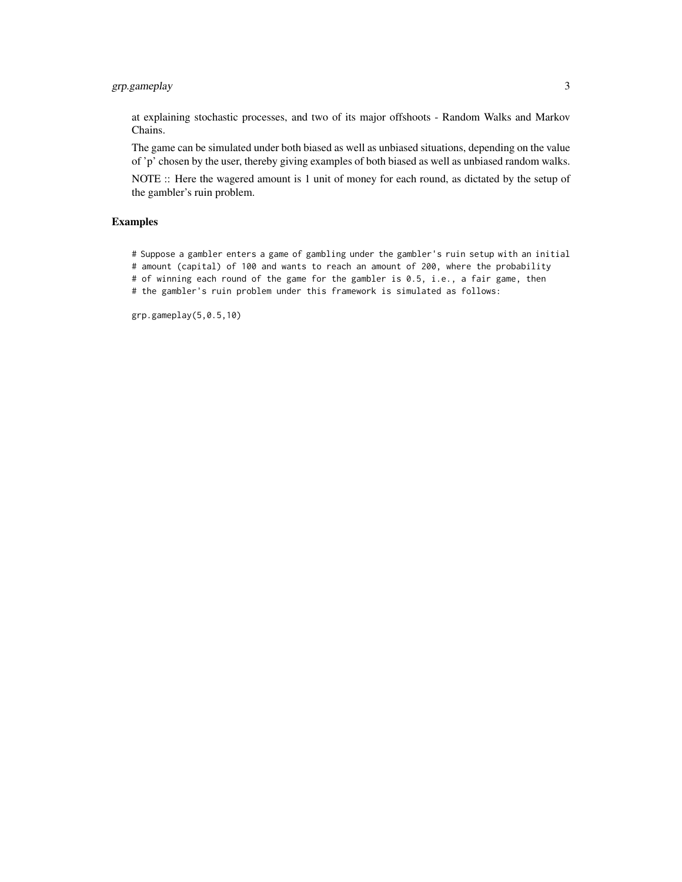at explaining stochastic processes, and two of its major offshoots - Random Walks and Markov Chains.

The game can be simulated under both biased as well as unbiased situations, depending on the value of 'p' chosen by the user, thereby giving examples of both biased as well as unbiased random walks.

NOTE :: Here the wagered amount is 1 unit of money for each round, as dictated by the setup of the gambler's ruin problem.

## Examples

```
# Suppose a gambler enters a game of gambling under the gambler's ruin setup with an initial
# amount (capital) of 100 and wants to reach an amount of 200, where the probability
# of winning each round of the game for the gambler is 0.5, i.e., a fair game, then
# the gambler's ruin problem under this framework is simulated as follows:

grp.gameplay(5,0.5,10)
```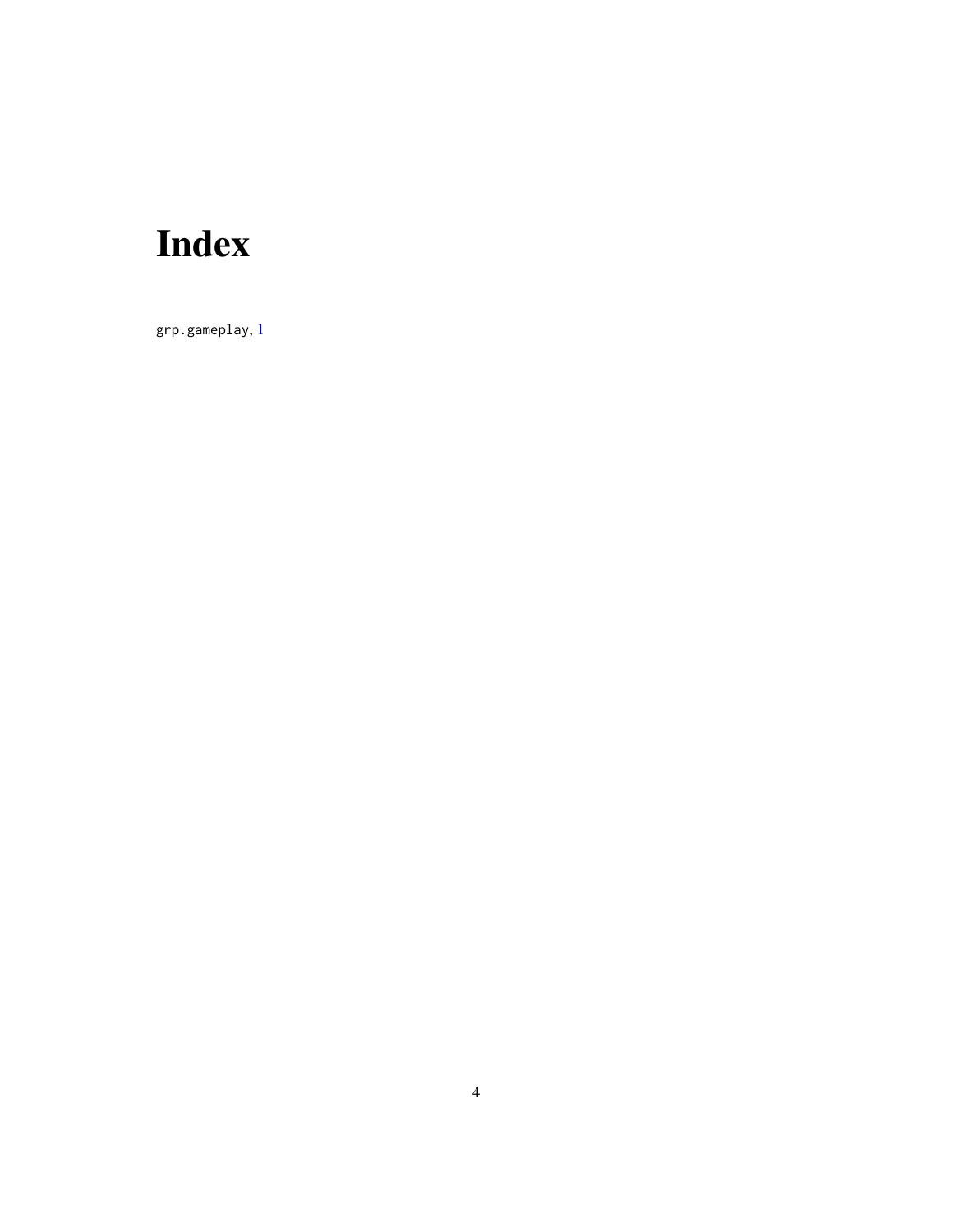# Index

grp.gameplay, 1